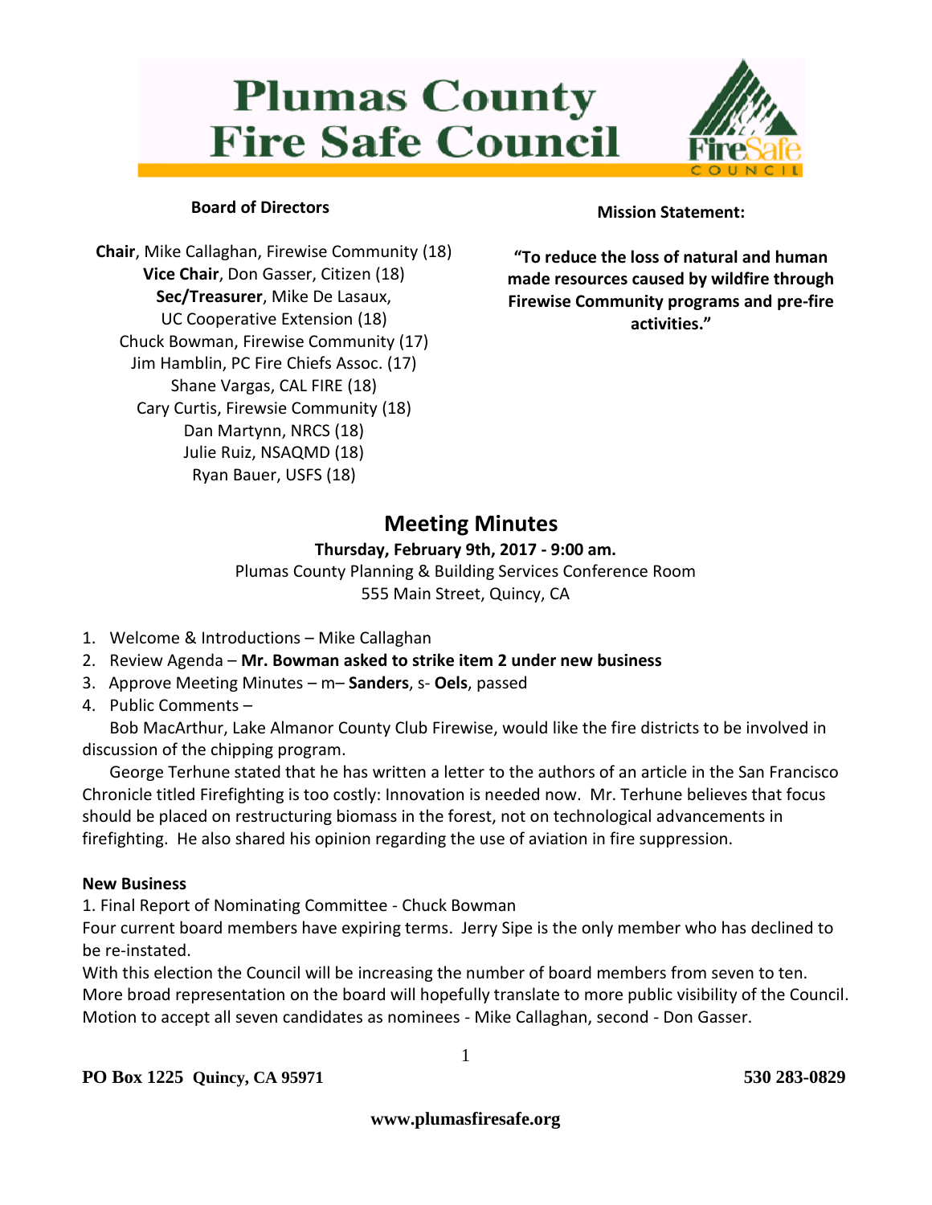# Plumas County Fire Safe Council

### Board of Directors

**Chair**, Mike Callaghan, Firewise Community (18)
**Vice Chair**, Don Gasser, Citizen (18)
**Sec/Treasurer**, Mike De Lasaux,
UC Cooperative Extension (18)
Chuck Bowman, Firewise Community (17)
Jim Hamblin, PC Fire Chiefs Assoc. (17)
Shane Vargas, CAL FIRE (18)
Cary Curtis, Firewsie Community (18)
Dan Martynn, NRCS (18)
Julie Ruiz, NSAQMD (18)
Ryan Bauer, USFS (18)

### Mission Statement:

**"To reduce the loss of natural and human made resources caused by wildfire through Firewise Community programs and pre-fire activities."**

## Meeting Minutes

**Thursday, February 9th, 2017 - 9:00 am.**
Plumas County Planning & Building Services Conference Room
555 Main Street, Quincy, CA

1. Welcome & Introductions – Mike Callaghan
2. Review Agenda – **Mr. Bowman asked to strike item 2 under new business**
3. Approve Meeting Minutes – m– **Sanders**, s- **Oels**, passed
4. Public Comments –

Bob MacArthur, Lake Almanor County Club Firewise, would like the fire districts to be involved in discussion of the chipping program.

George Terhune stated that he has written a letter to the authors of an article in the San Francisco Chronicle titled Firefighting is too costly: Innovation is needed now. Mr. Terhune believes that focus should be placed on restructuring biomass in the forest, not on technological advancements in firefighting. He also shared his opinion regarding the use of aviation in fire suppression.

**New Business**

1. Final Report of Nominating Committee - Chuck Bowman

Four current board members have expiring terms. Jerry Sipe is the only member who has declined to be re-instated.

With this election the Council will be increasing the number of board members from seven to ten. More broad representation on the board will hopefully translate to more public visibility of the Council. Motion to accept all seven candidates as nominees - Mike Callaghan, second - Don Gasser.

**PO Box 1225 Quincy, CA 95971** **530 283-0829**

**www.plumasfiresafe.org**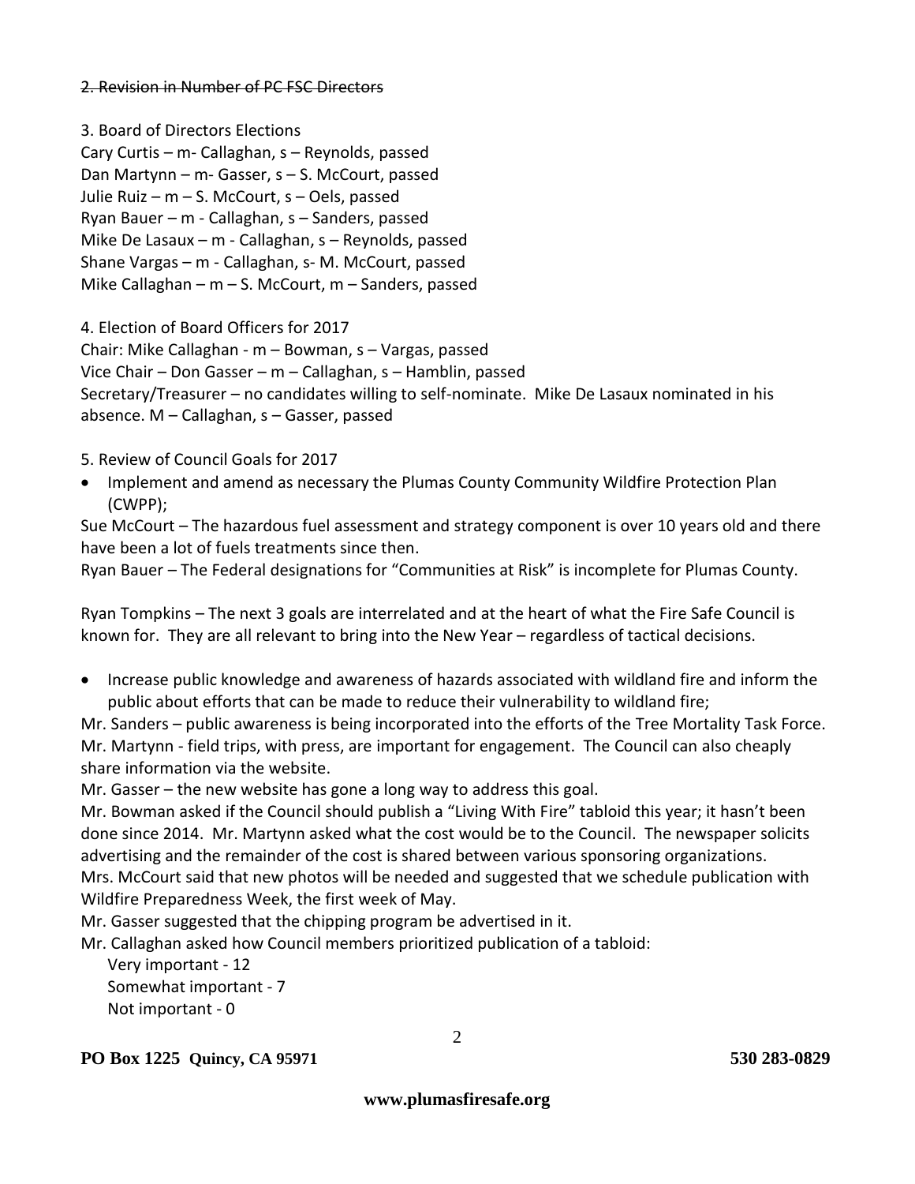~~2. Revision in Number of PC FSC Directors~~

3. Board of Directors Elections

Cary Curtis – m- Callaghan, s – Reynolds, passed
Dan Martynn – m- Gasser, s – S. McCourt, passed
Julie Ruiz – m – S. McCourt, s – Oels, passed
Ryan Bauer – m - Callaghan, s – Sanders, passed
Mike De Lasaux – m - Callaghan, s – Reynolds, passed
Shane Vargas – m - Callaghan, s- M. McCourt, passed
Mike Callaghan – m – S. McCourt, m – Sanders, passed

4. Election of Board Officers for 2017

Chair: Mike Callaghan - m – Bowman, s – Vargas, passed
Vice Chair – Don Gasser – m – Callaghan, s – Hamblin, passed
Secretary/Treasurer – no candidates willing to self-nominate. Mike De Lasaux nominated in his absence. M – Callaghan, s – Gasser, passed

5. Review of Council Goals for 2017

- Implement and amend as necessary the Plumas County Community Wildfire Protection Plan (CWPP);

Sue McCourt – The hazardous fuel assessment and strategy component is over 10 years old and there have been a lot of fuels treatments since then.
Ryan Bauer – The Federal designations for "Communities at Risk" is incomplete for Plumas County.

Ryan Tompkins – The next 3 goals are interrelated and at the heart of what the Fire Safe Council is known for. They are all relevant to bring into the New Year – regardless of tactical decisions.

- Increase public knowledge and awareness of hazards associated with wildland fire and inform the public about efforts that can be made to reduce their vulnerability to wildland fire;

Mr. Sanders – public awareness is being incorporated into the efforts of the Tree Mortality Task Force.
Mr. Martynn - field trips, with press, are important for engagement. The Council can also cheaply share information via the website.
Mr. Gasser – the new website has gone a long way to address this goal.
Mr. Bowman asked if the Council should publish a "Living With Fire" tabloid this year; it hasn't been done since 2014. Mr. Martynn asked what the cost would be to the Council. The newspaper solicits advertising and the remainder of the cost is shared between various sponsoring organizations.
Mrs. McCourt said that new photos will be needed and suggested that we schedule publication with Wildfire Preparedness Week, the first week of May.
Mr. Gasser suggested that the chipping program be advertised in it.
Mr. Callaghan asked how Council members prioritized publication of a tabloid:

Very important - 12
Somewhat important - 7
Not important - 0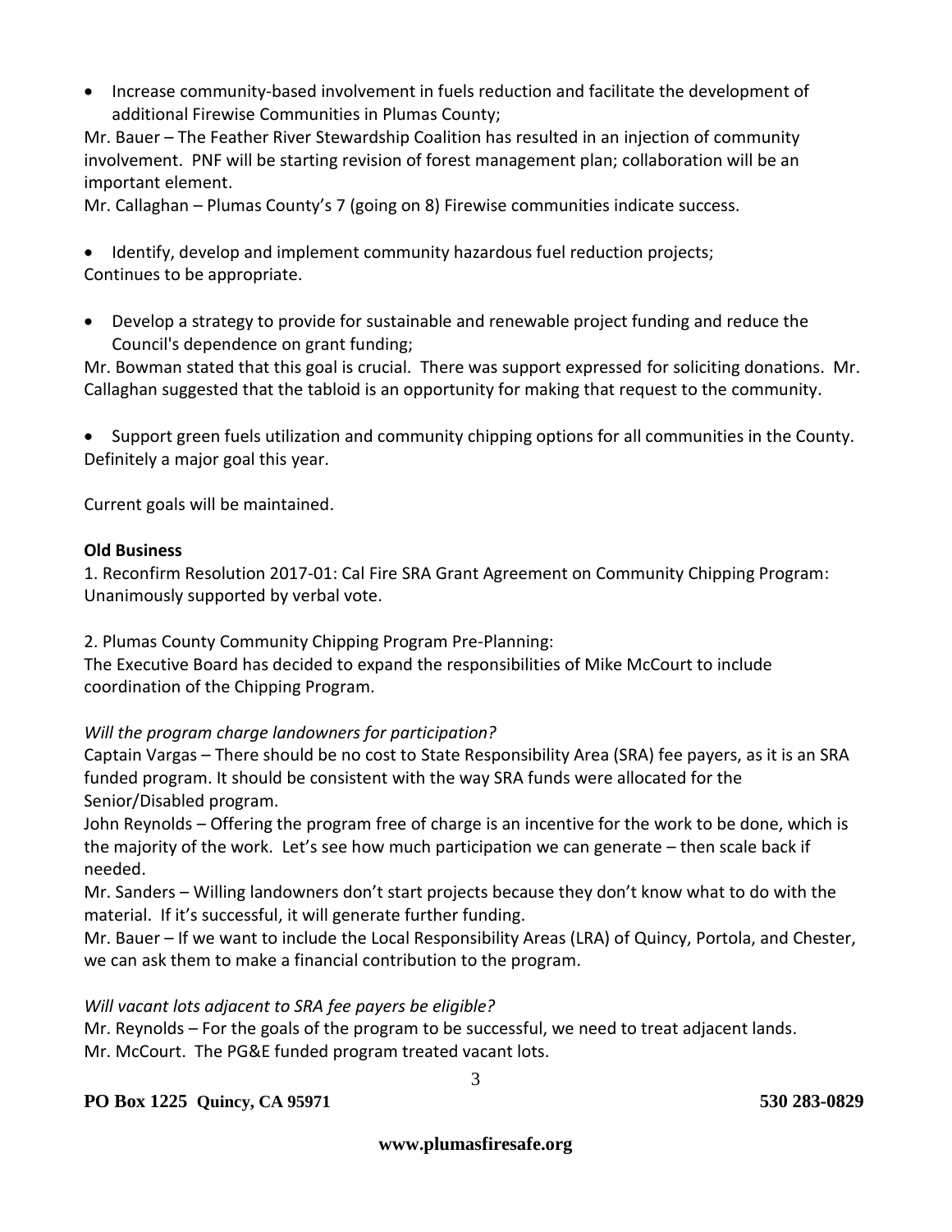- Increase community-based involvement in fuels reduction and facilitate the development of additional Firewise Communities in Plumas County;

Mr. Bauer – The Feather River Stewardship Coalition has resulted in an injection of community involvement. PNF will be starting revision of forest management plan; collaboration will be an important element.
Mr. Callaghan – Plumas County's 7 (going on 8) Firewise communities indicate success.

- Identify, develop and implement community hazardous fuel reduction projects;

Continues to be appropriate.

- Develop a strategy to provide for sustainable and renewable project funding and reduce the Council's dependence on grant funding;

Mr. Bowman stated that this goal is crucial. There was support expressed for soliciting donations. Mr. Callaghan suggested that the tabloid is an opportunity for making that request to the community.

- Support green fuels utilization and community chipping options for all communities in the County.

Definitely a major goal this year.

Current goals will be maintained.

**Old Business**

1. Reconfirm Resolution 2017-01: Cal Fire SRA Grant Agreement on Community Chipping Program: Unanimously supported by verbal vote.

2. Plumas County Community Chipping Program Pre-Planning:
The Executive Board has decided to expand the responsibilities of Mike McCourt to include coordination of the Chipping Program.

*Will the program charge landowners for participation?*

Captain Vargas – There should be no cost to State Responsibility Area (SRA) fee payers, as it is an SRA funded program. It should be consistent with the way SRA funds were allocated for the Senior/Disabled program.
John Reynolds – Offering the program free of charge is an incentive for the work to be done, which is the majority of the work. Let's see how much participation we can generate – then scale back if needed.
Mr. Sanders – Willing landowners don't start projects because they don't know what to do with the material. If it's successful, it will generate further funding.
Mr. Bauer – If we want to include the Local Responsibility Areas (LRA) of Quincy, Portola, and Chester, we can ask them to make a financial contribution to the program.

*Will vacant lots adjacent to SRA fee payers be eligible?*

Mr. Reynolds – For the goals of the program to be successful, we need to treat adjacent lands.
Mr. McCourt. The PG&E funded program treated vacant lots.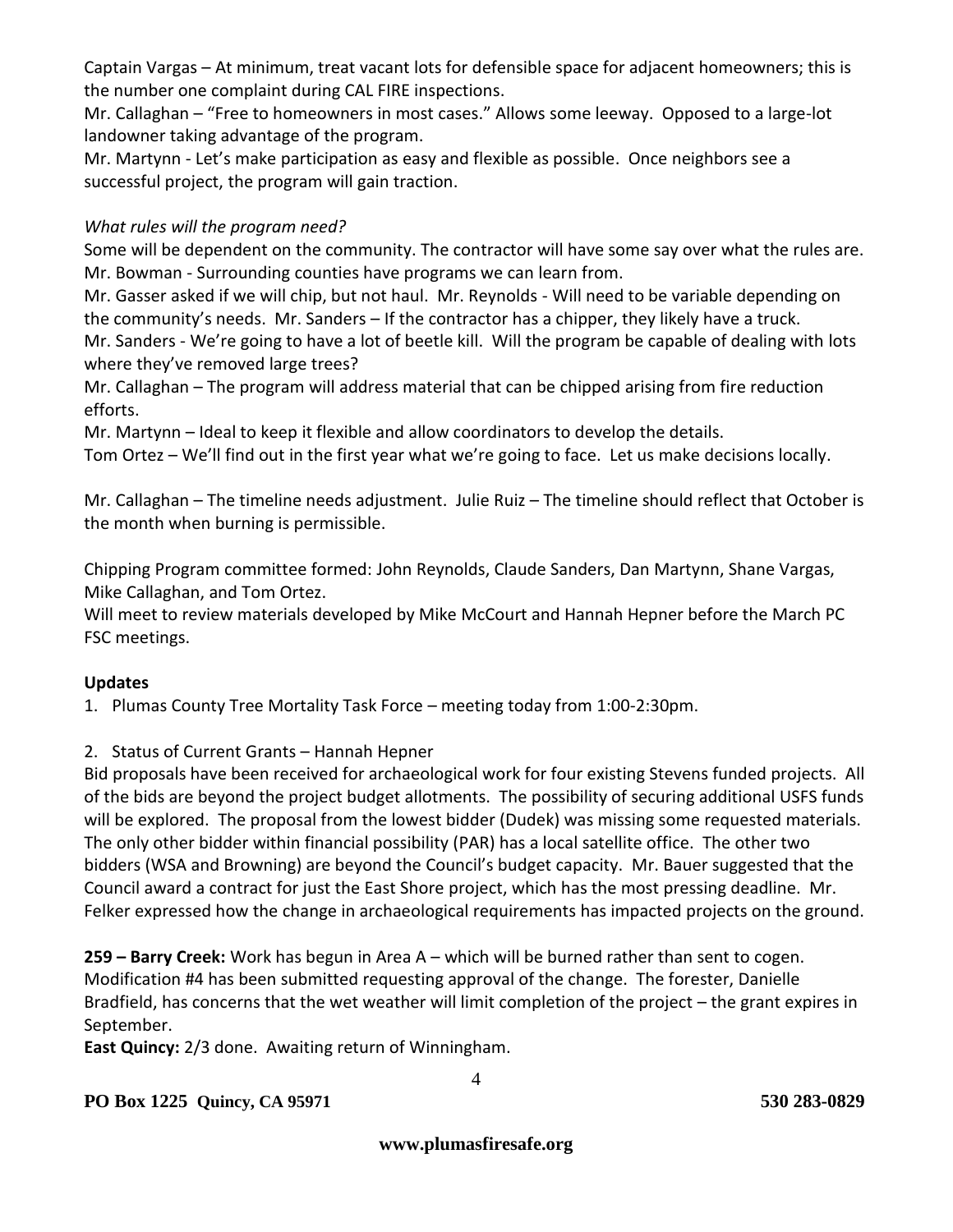Captain Vargas – At minimum, treat vacant lots for defensible space for adjacent homeowners; this is the number one complaint during CAL FIRE inspections.
Mr. Callaghan – "Free to homeowners in most cases." Allows some leeway. Opposed to a large-lot landowner taking advantage of the program.
Mr. Martynn - Let's make participation as easy and flexible as possible. Once neighbors see a successful project, the program will gain traction.

*What rules will the program need?*
Some will be dependent on the community. The contractor will have some say over what the rules are.
Mr. Bowman - Surrounding counties have programs we can learn from.
Mr. Gasser asked if we will chip, but not haul. Mr. Reynolds - Will need to be variable depending on the community's needs. Mr. Sanders – If the contractor has a chipper, they likely have a truck.
Mr. Sanders - We're going to have a lot of beetle kill. Will the program be capable of dealing with lots where they've removed large trees?
Mr. Callaghan – The program will address material that can be chipped arising from fire reduction efforts.
Mr. Martynn – Ideal to keep it flexible and allow coordinators to develop the details.
Tom Ortez – We'll find out in the first year what we're going to face. Let us make decisions locally.

Mr. Callaghan – The timeline needs adjustment. Julie Ruiz – The timeline should reflect that October is the month when burning is permissible.

Chipping Program committee formed: John Reynolds, Claude Sanders, Dan Martynn, Shane Vargas, Mike Callaghan, and Tom Ortez.
Will meet to review materials developed by Mike McCourt and Hannah Hepner before the March PC FSC meetings.

**Updates**

1. Plumas County Tree Mortality Task Force – meeting today from 1:00-2:30pm.

2. Status of Current Grants – Hannah Hepner

Bid proposals have been received for archaeological work for four existing Stevens funded projects. All of the bids are beyond the project budget allotments. The possibility of securing additional USFS funds will be explored. The proposal from the lowest bidder (Dudek) was missing some requested materials. The only other bidder within financial possibility (PAR) has a local satellite office. The other two bidders (WSA and Browning) are beyond the Council's budget capacity. Mr. Bauer suggested that the Council award a contract for just the East Shore project, which has the most pressing deadline. Mr. Felker expressed how the change in archaeological requirements has impacted projects on the ground.

**259 – Barry Creek:** Work has begun in Area A – which will be burned rather than sent to cogen. Modification #4 has been submitted requesting approval of the change. The forester, Danielle Bradfield, has concerns that the wet weather will limit completion of the project – the grant expires in September.

**East Quincy:** 2/3 done. Awaiting return of Winningham.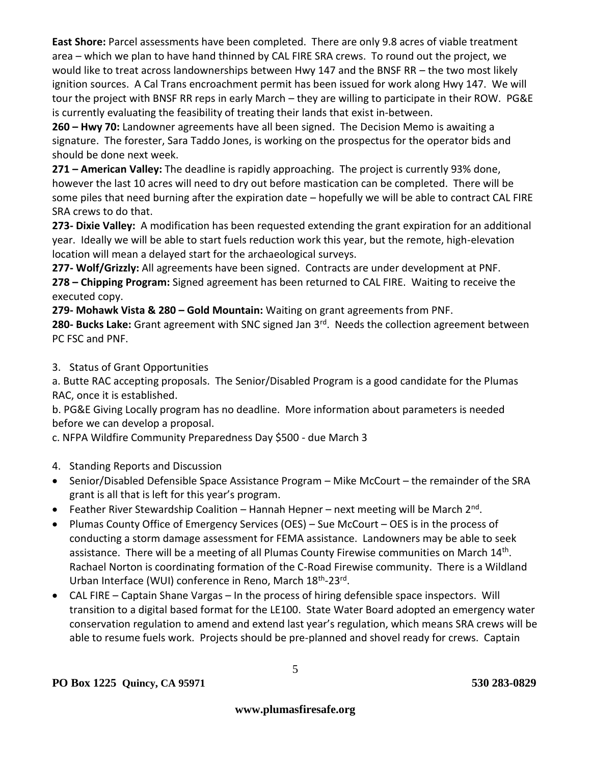**East Shore:** Parcel assessments have been completed. There are only 9.8 acres of viable treatment area – which we plan to have hand thinned by CAL FIRE SRA crews. To round out the project, we would like to treat across landownerships between Hwy 147 and the BNSF RR – the two most likely ignition sources. A Cal Trans encroachment permit has been issued for work along Hwy 147. We will tour the project with BNSF RR reps in early March – they are willing to participate in their ROW. PG&E is currently evaluating the feasibility of treating their lands that exist in-between.

**260 – Hwy 70:** Landowner agreements have all been signed. The Decision Memo is awaiting a signature. The forester, Sara Taddo Jones, is working on the prospectus for the operator bids and should be done next week.

**271 – American Valley:** The deadline is rapidly approaching. The project is currently 93% done, however the last 10 acres will need to dry out before mastication can be completed. There will be some piles that need burning after the expiration date – hopefully we will be able to contract CAL FIRE SRA crews to do that.

**273- Dixie Valley:** A modification has been requested extending the grant expiration for an additional year. Ideally we will be able to start fuels reduction work this year, but the remote, high-elevation location will mean a delayed start for the archaeological surveys.

**277- Wolf/Grizzly:** All agreements have been signed. Contracts are under development at PNF.

**278 – Chipping Program:** Signed agreement has been returned to CAL FIRE. Waiting to receive the executed copy.

**279- Mohawk Vista & 280 – Gold Mountain:** Waiting on grant agreements from PNF.

**280- Bucks Lake:** Grant agreement with SNC signed Jan 3rd. Needs the collection agreement between PC FSC and PNF.

3. Status of Grant Opportunities

a. Butte RAC accepting proposals. The Senior/Disabled Program is a good candidate for the Plumas RAC, once it is established.

b. PG&E Giving Locally program has no deadline. More information about parameters is needed before we can develop a proposal.

c. NFPA Wildfire Community Preparedness Day $500 - due March 3

4. Standing Reports and Discussion

- Senior/Disabled Defensible Space Assistance Program – Mike McCourt – the remainder of the SRA grant is all that is left for this year's program.
- Feather River Stewardship Coalition – Hannah Hepner – next meeting will be March 2nd.
- Plumas County Office of Emergency Services (OES) – Sue McCourt – OES is in the process of conducting a storm damage assessment for FEMA assistance. Landowners may be able to seek assistance. There will be a meeting of all Plumas County Firewise communities on March 14th. Rachael Norton is coordinating formation of the C-Road Firewise community. There is a Wildland Urban Interface (WUI) conference in Reno, March 18th-23rd.
- CAL FIRE – Captain Shane Vargas – In the process of hiring defensible space inspectors. Will transition to a digital based format for the LE100. State Water Board adopted an emergency water conservation regulation to amend and extend last year's regulation, which means SRA crews will be able to resume fuels work. Projects should be pre-planned and shovel ready for crews. Captain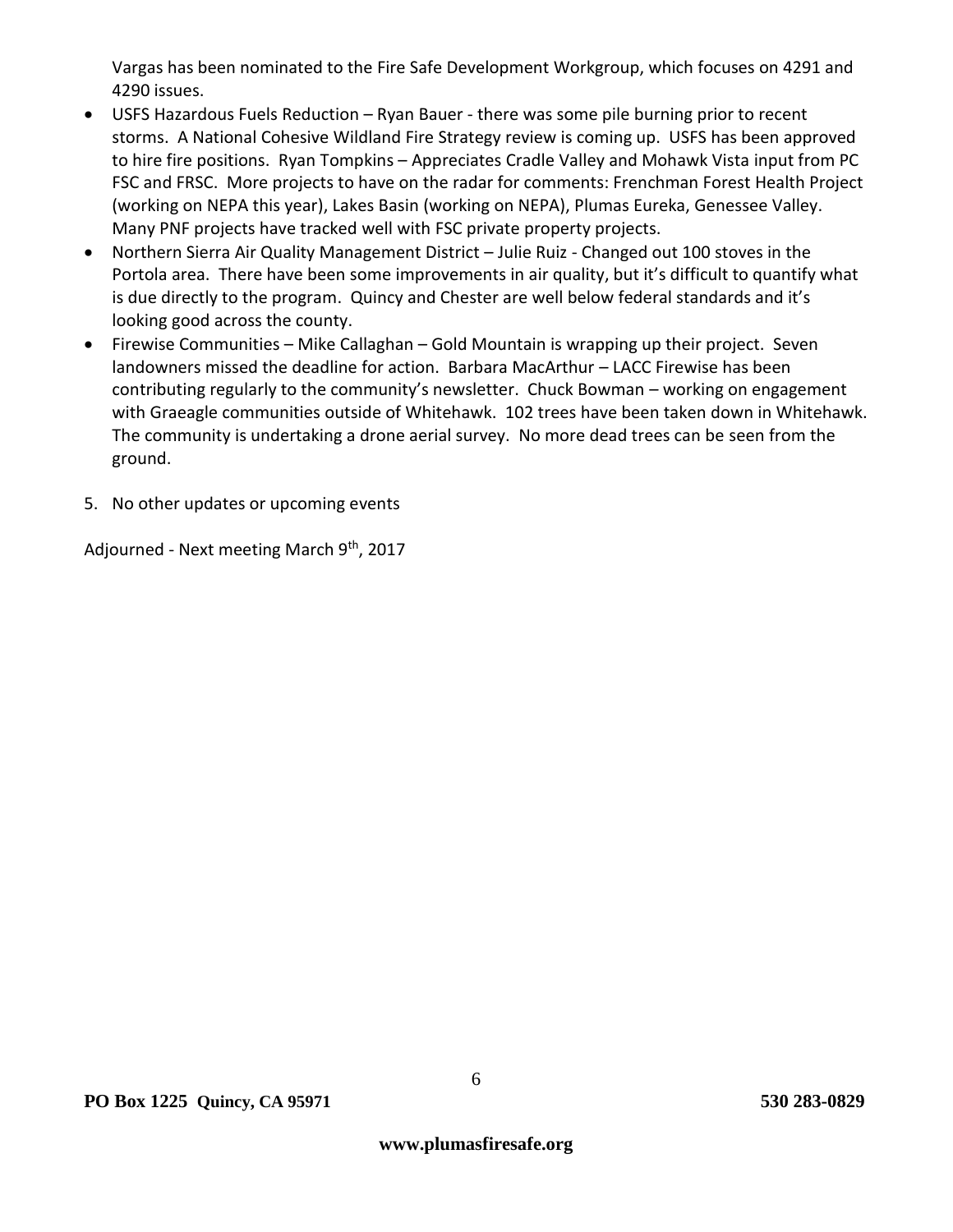Vargas has been nominated to the Fire Safe Development Workgroup, which focuses on 4291 and 4290 issues.

- USFS Hazardous Fuels Reduction – Ryan Bauer - there was some pile burning prior to recent storms. A National Cohesive Wildland Fire Strategy review is coming up. USFS has been approved to hire fire positions. Ryan Tompkins – Appreciates Cradle Valley and Mohawk Vista input from PC FSC and FRSC. More projects to have on the radar for comments: Frenchman Forest Health Project (working on NEPA this year), Lakes Basin (working on NEPA), Plumas Eureka, Genessee Valley. Many PNF projects have tracked well with FSC private property projects.
- Northern Sierra Air Quality Management District – Julie Ruiz - Changed out 100 stoves in the Portola area. There have been some improvements in air quality, but it's difficult to quantify what is due directly to the program. Quincy and Chester are well below federal standards and it's looking good across the county.
- Firewise Communities – Mike Callaghan – Gold Mountain is wrapping up their project. Seven landowners missed the deadline for action. Barbara MacArthur – LACC Firewise has been contributing regularly to the community's newsletter. Chuck Bowman – working on engagement with Graeagle communities outside of Whitehawk. 102 trees have been taken down in Whitehawk. The community is undertaking a drone aerial survey. No more dead trees can be seen from the ground.

5. No other updates or upcoming events

Adjourned - Next meeting March 9th, 2017

**PO Box 1225 Quincy, CA 95971** **530 283-0829**

**www.plumasfiresafe.org**